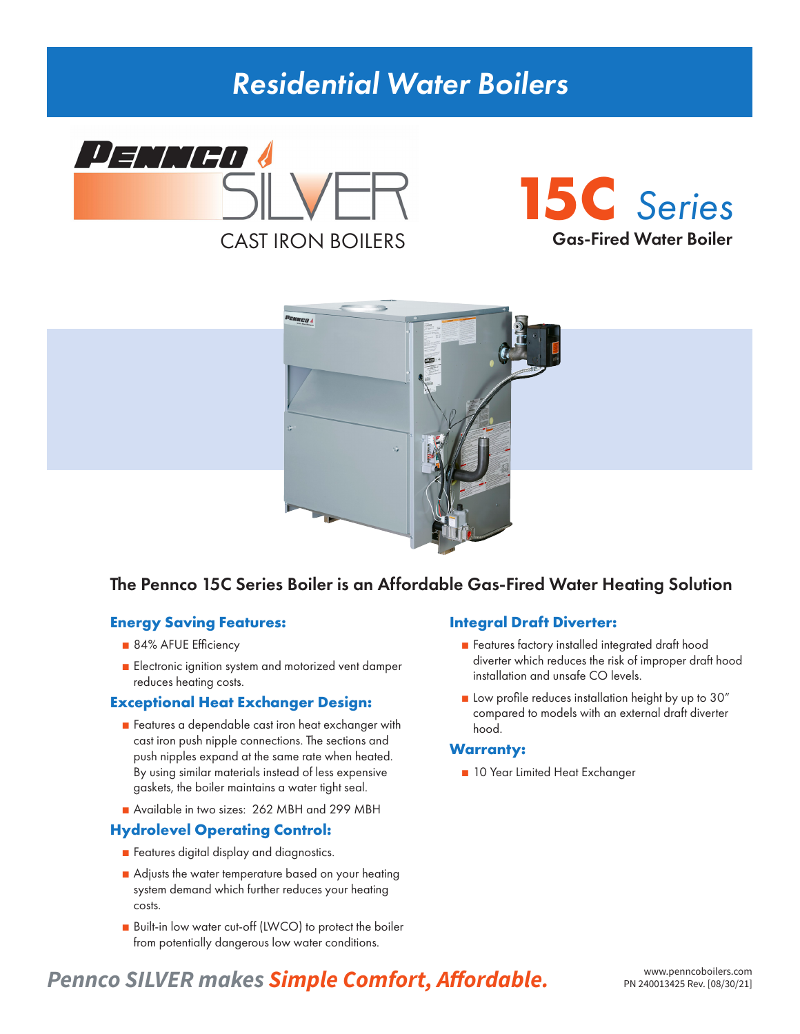# Residential Water Boilers

PENNCO SILVER CAST IRON BOILERS

## 15C Series

Gas-Fired Water Boiler

## The Pennco 15C Series Boiler is an Affordable Gas-Fired Water Heating Solution

### Energy Saving Features:

- 84% AFUE Efficiency
- Electronic ignition system and motorized vent damper reduces heating costs.

### Exceptional Heat Exchanger Design:

- Features a dependable cast iron heat exchanger with cast iron push nipple connections. The sections and push nipples expand at the same rate when heated. By using similar materials instead of less expensive gaskets, the boiler maintains a water tight seal.
- Available in two sizes: 262 MBH and 299 MBH

### Hydrolevel Operating Control:

- Features digital display and diagnostics.
- Adjusts the water temperature based on your heating system demand which further reduces your heating costs.
- Built-in low water cut-off (LWCO) to protect the boiler from potentially dangerous low water conditions.

### Integral Draft Diverter:

- Features factory installed integrated draft hood diverter which reduces the risk of improper draft hood installation and unsafe CO levels.
- Low profile reduces installation height by up to 30" compared to models with an external draft diverter hood.

### Warranty:

- 10 Year Limited Heat Exchanger

*Pennco SILVER makes **Simple Comfort, Affordable.***

www.penncoboilers.com
PN 240013425 Rev. [08/30/21]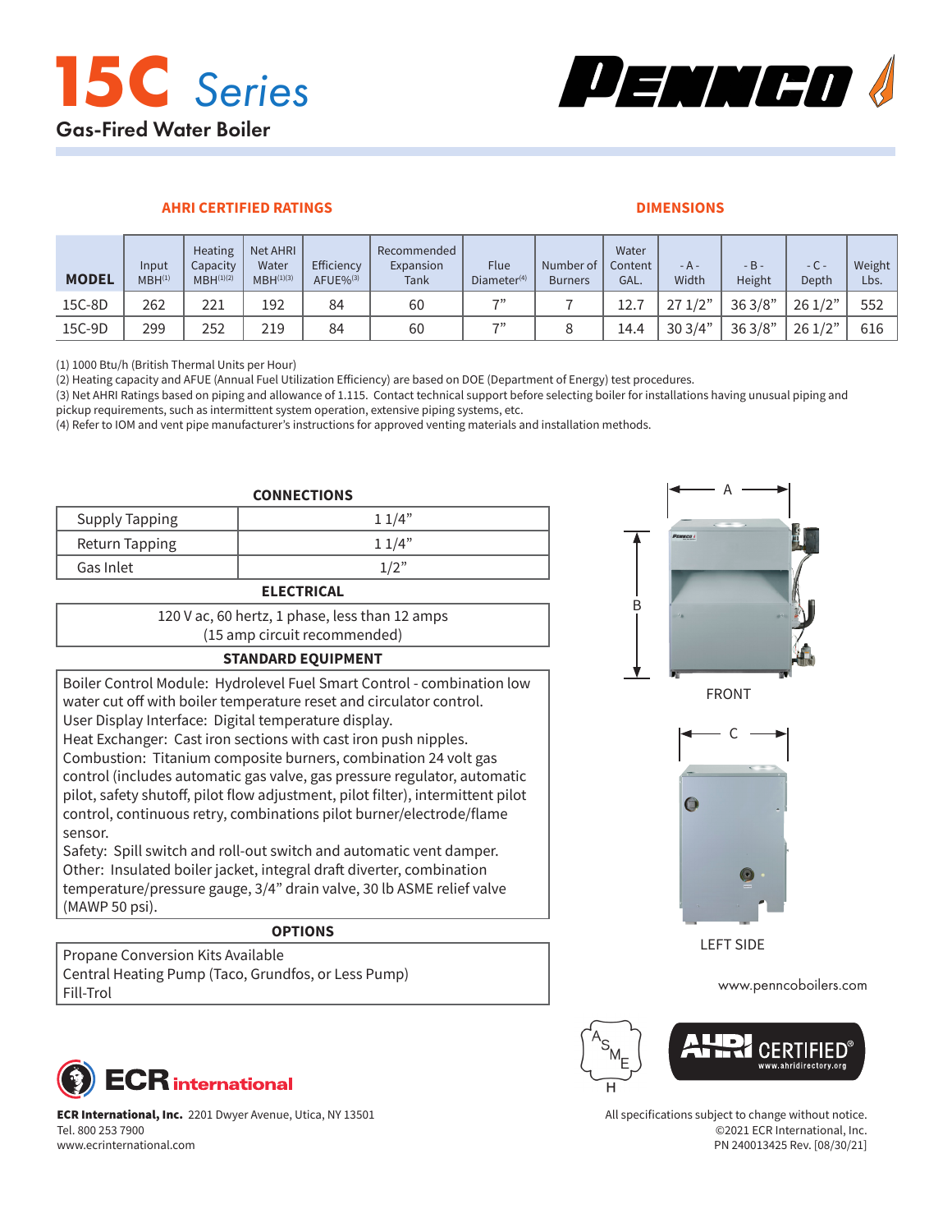# 15C Series

## Gas-Fired Water Boiler

PENNCO

| MODEL | AHRI CERTIFIED RATINGS | | | | | | | | DIMENSIONS | | | | |
|---|---|---|---|---|---|---|---|---|---|---|---|---|---|
| | Input MBH[1] | Heating Capacity MBH[1][2] | Net AHRI Water MBH[1][3] | Efficiency AFUE%[3] | Recommended Expansion Tank | Flue Diameter[4] | Number of Burners | Water Content GAL. | - A - Width | - B - Height | - C - Depth | Weight Lbs. |
| 15C-8D | 262 | 221 | 192 | 84 | 60 | 7" | 7 | 12.7 | 27 1/2" | 36 3/8" | 26 1/2" | 552 |
| 15C-9D | 299 | 252 | 219 | 84 | 60 | 7" | 8 | 14.4 | 30 3/4" | 36 3/8" | 26 1/2" | 616 |

(1) 1000 Btu/h (British Thermal Units per Hour)
(2) Heating capacity and AFUE (Annual Fuel Utilization Efficiency) are based on DOE (Department of Energy) test procedures.
(3) Net AHRI Ratings based on piping and allowance of 1.115. Contact technical support before selecting boiler for installations having unusual piping and pickup requirements, such as intermittent system operation, extensive piping systems, etc.
(4) Refer to IOM and vent pipe manufacturer's instructions for approved venting materials and installation methods.

### CONNECTIONS

| | |
|---|---|
| Supply Tapping | 1 1/4" |
| Return Tapping | 1 1/4" |
| Gas Inlet | 1/2" |

### ELECTRICAL

120 V ac, 60 hertz, 1 phase, less than 12 amps
(15 amp circuit recommended)

### STANDARD EQUIPMENT

Boiler Control Module: Hydrolevel Fuel Smart Control - combination low water cut off with boiler temperature reset and circulator control.
User Display Interface: Digital temperature display.
Heat Exchanger: Cast iron sections with cast iron push nipples.
Combustion: Titanium composite burners, combination 24 volt gas control (includes automatic gas valve, gas pressure regulator, automatic pilot, safety shutoff, pilot flow adjustment, pilot filter), intermittent pilot control, continuous retry, combinations pilot burner/electrode/flame sensor.
Safety: Spill switch and roll-out switch and automatic vent damper.
Other: Insulated boiler jacket, integral draft diverter, combination temperature/pressure gauge, 3/4" drain valve, 30 lb ASME relief valve (MAWP 50 psi).

### OPTIONS

Propane Conversion Kits Available
Central Heating Pump (Taco, Grundfos, or Less Pump)
Fill-Trol

A
B
FRONT

C
LEFT SIDE

www.penncoboilers.com

ECR international

**ECR International, Inc.** 2201 Dwyer Avenue, Utica, NY 13501
Tel. 800 253 7900
www.ecrinternational.com

ASME H

AHRI CERTIFIED® www.ahridirectory.org

All specifications subject to change without notice.
©2021 ECR International, Inc.
PN 240013425 Rev. [08/30/21]